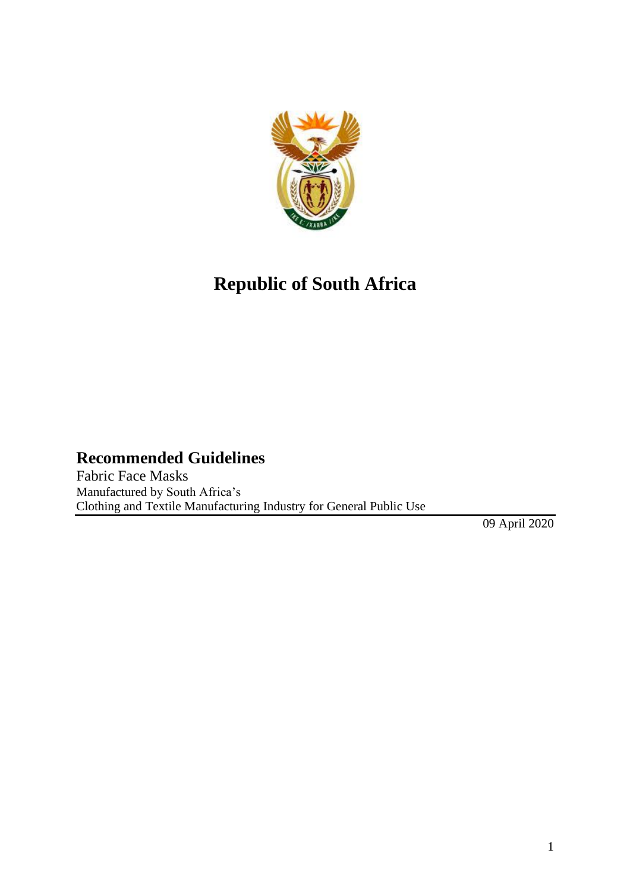# Republic of South Africa

## Recommended Guidelines

Fabric Face Masks

Manufactured by South Africa's

Clothing and Textile Manufacturing Industry for General Public Use

09 April 2020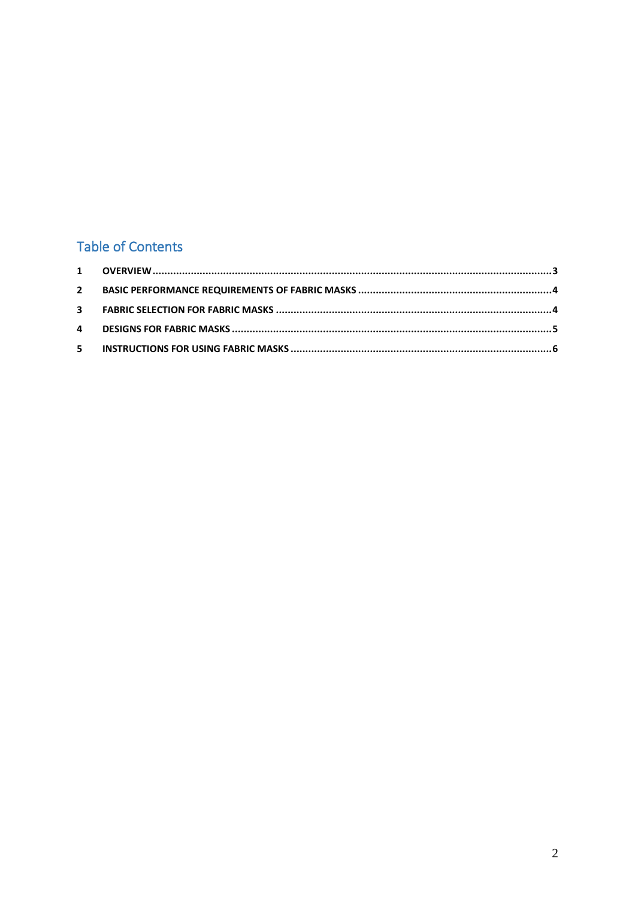## Table of Contents

| | | |
|---|---|---|
| 1 | OVERVIEW | 3 |
| 2 | BASIC PERFORMANCE REQUIREMENTS OF FABRIC MASKS | 4 |
| 3 | FABRIC SELECTION FOR FABRIC MASKS | 4 |
| 4 | DESIGNS FOR FABRIC MASKS | 5 |
| 5 | INSTRUCTIONS FOR USING FABRIC MASKS | 6 |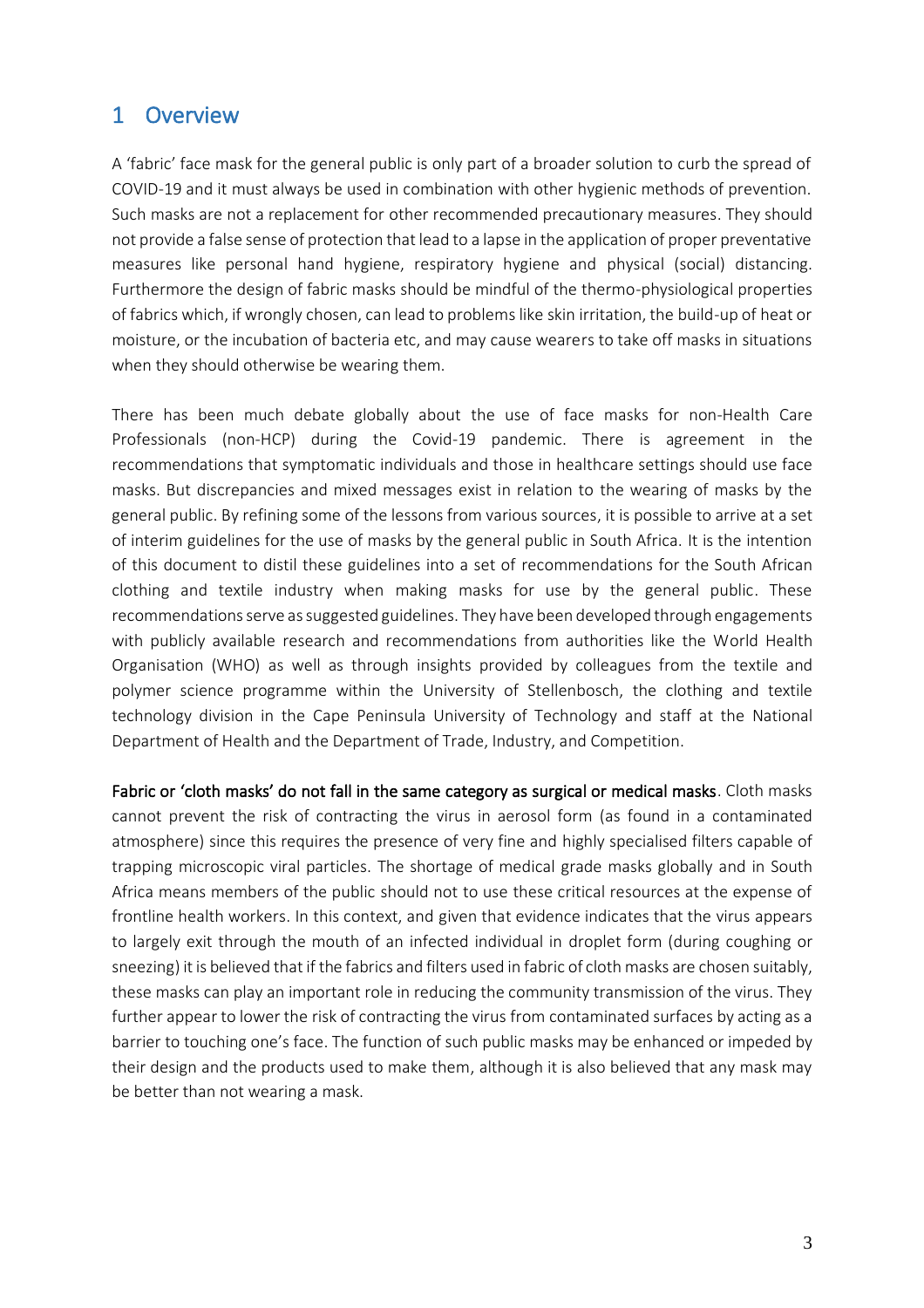# 1 Overview

A 'fabric' face mask for the general public is only part of a broader solution to curb the spread of COVID-19 and it must always be used in combination with other hygienic methods of prevention. Such masks are not a replacement for other recommended precautionary measures. They should not provide a false sense of protection that lead to a lapse in the application of proper preventative measures like personal hand hygiene, respiratory hygiene and physical (social) distancing. Furthermore the design of fabric masks should be mindful of the thermo-physiological properties of fabrics which, if wrongly chosen, can lead to problems like skin irritation, the build-up of heat or moisture, or the incubation of bacteria etc, and may cause wearers to take off masks in situations when they should otherwise be wearing them.

There has been much debate globally about the use of face masks for non-Health Care Professionals (non-HCP) during the Covid-19 pandemic. There is agreement in the recommendations that symptomatic individuals and those in healthcare settings should use face masks. But discrepancies and mixed messages exist in relation to the wearing of masks by the general public. By refining some of the lessons from various sources, it is possible to arrive at a set of interim guidelines for the use of masks by the general public in South Africa. It is the intention of this document to distil these guidelines into a set of recommendations for the South African clothing and textile industry when making masks for use by the general public. These recommendations serve as suggested guidelines. They have been developed through engagements with publicly available research and recommendations from authorities like the World Health Organisation (WHO) as well as through insights provided by colleagues from the textile and polymer science programme within the University of Stellenbosch, the clothing and textile technology division in the Cape Peninsula University of Technology and staff at the National Department of Health and the Department of Trade, Industry, and Competition.

**Fabric or 'cloth masks' do not fall in the same category as surgical or medical masks**. Cloth masks cannot prevent the risk of contracting the virus in aerosol form (as found in a contaminated atmosphere) since this requires the presence of very fine and highly specialised filters capable of trapping microscopic viral particles. The shortage of medical grade masks globally and in South Africa means members of the public should not to use these critical resources at the expense of frontline health workers. In this context, and given that evidence indicates that the virus appears to largely exit through the mouth of an infected individual in droplet form (during coughing or sneezing) it is believed that if the fabrics and filters used in fabric of cloth masks are chosen suitably, these masks can play an important role in reducing the community transmission of the virus. They further appear to lower the risk of contracting the virus from contaminated surfaces by acting as a barrier to touching one's face. The function of such public masks may be enhanced or impeded by their design and the products used to make them, although it is also believed that any mask may be better than not wearing a mask.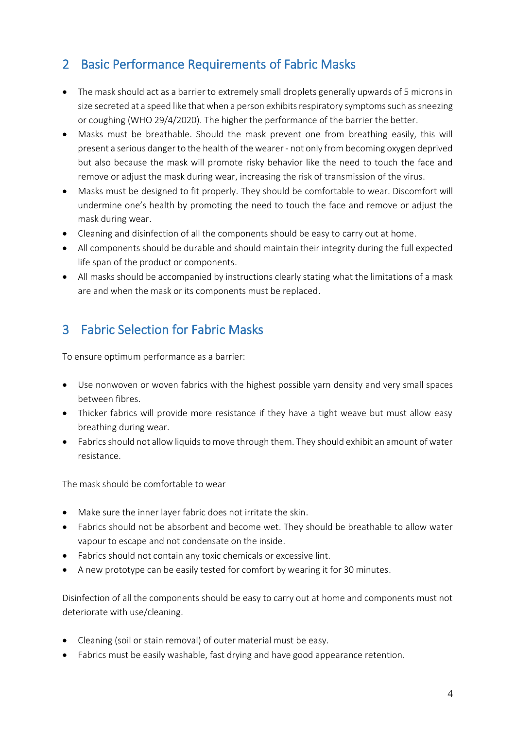## 2 Basic Performance Requirements of Fabric Masks

- The mask should act as a barrier to extremely small droplets generally upwards of 5 microns in size secreted at a speed like that when a person exhibits respiratory symptoms such as sneezing or coughing (WHO 29/4/2020). The higher the performance of the barrier the better.
- Masks must be breathable. Should the mask prevent one from breathing easily, this will present a serious danger to the health of the wearer - not only from becoming oxygen deprived but also because the mask will promote risky behavior like the need to touch the face and remove or adjust the mask during wear, increasing the risk of transmission of the virus.
- Masks must be designed to fit properly. They should be comfortable to wear. Discomfort will undermine one's health by promoting the need to touch the face and remove or adjust the mask during wear.
- Cleaning and disinfection of all the components should be easy to carry out at home.
- All components should be durable and should maintain their integrity during the full expected life span of the product or components.
- All masks should be accompanied by instructions clearly stating what the limitations of a mask are and when the mask or its components must be replaced.

## 3 Fabric Selection for Fabric Masks

To ensure optimum performance as a barrier:

- Use nonwoven or woven fabrics with the highest possible yarn density and very small spaces between fibres.
- Thicker fabrics will provide more resistance if they have a tight weave but must allow easy breathing during wear.
- Fabrics should not allow liquids to move through them. They should exhibit an amount of water resistance.

The mask should be comfortable to wear

- Make sure the inner layer fabric does not irritate the skin.
- Fabrics should not be absorbent and become wet. They should be breathable to allow water vapour to escape and not condensate on the inside.
- Fabrics should not contain any toxic chemicals or excessive lint.
- A new prototype can be easily tested for comfort by wearing it for 30 minutes.

Disinfection of all the components should be easy to carry out at home and components must not deteriorate with use/cleaning.

- Cleaning (soil or stain removal) of outer material must be easy.
- Fabrics must be easily washable, fast drying and have good appearance retention.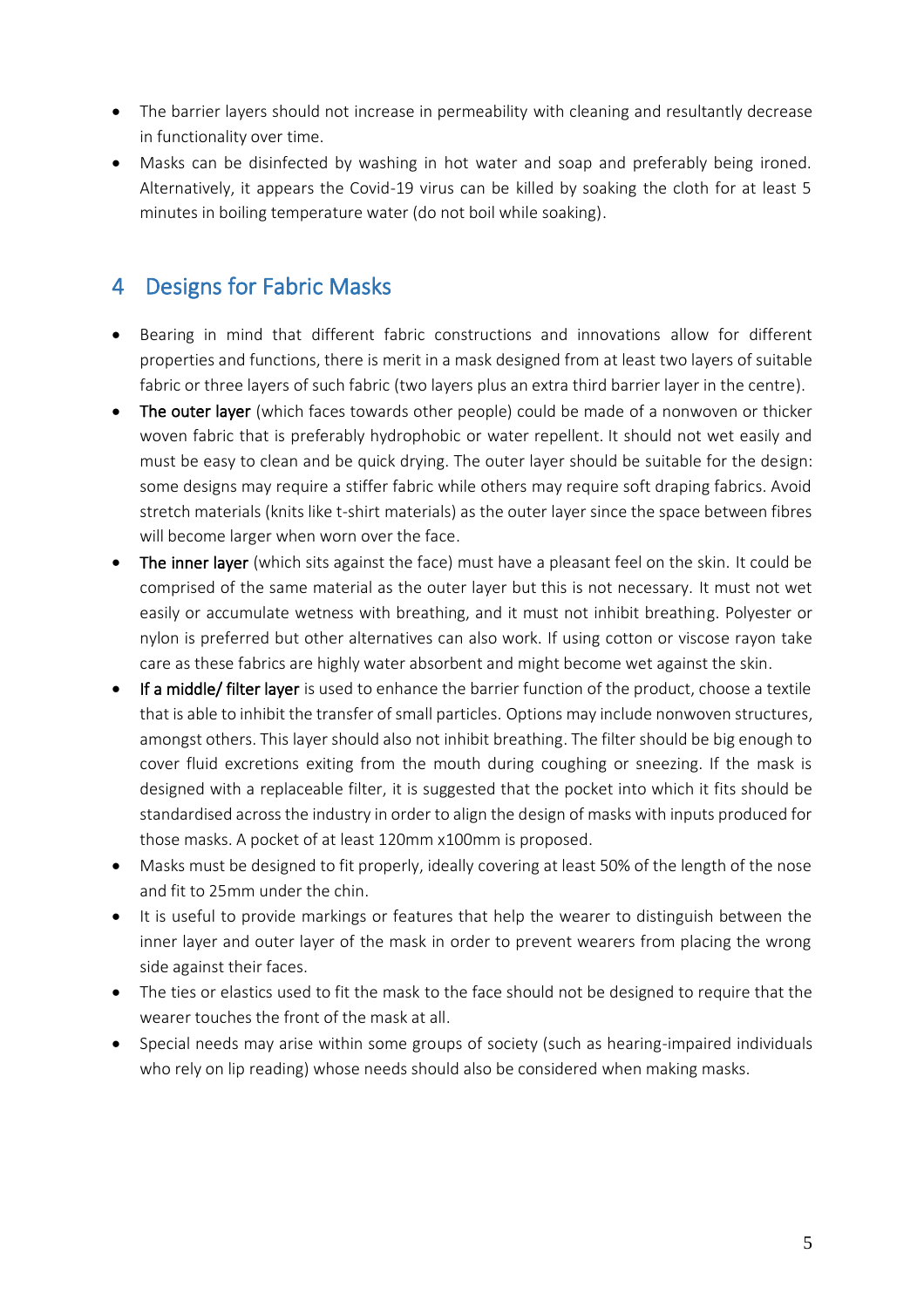- The barrier layers should not increase in permeability with cleaning and resultantly decrease in functionality over time.
- Masks can be disinfected by washing in hot water and soap and preferably being ironed. Alternatively, it appears the Covid-19 virus can be killed by soaking the cloth for at least 5 minutes in boiling temperature water (do not boil while soaking).

# 4 Designs for Fabric Masks

- Bearing in mind that different fabric constructions and innovations allow for different properties and functions, there is merit in a mask designed from at least two layers of suitable fabric or three layers of such fabric (two layers plus an extra third barrier layer in the centre).
- **The outer layer** (which faces towards other people) could be made of a nonwoven or thicker woven fabric that is preferably hydrophobic or water repellent. It should not wet easily and must be easy to clean and be quick drying. The outer layer should be suitable for the design: some designs may require a stiffer fabric while others may require soft draping fabrics. Avoid stretch materials (knits like t-shirt materials) as the outer layer since the space between fibres will become larger when worn over the face.
- **The inner layer** (which sits against the face) must have a pleasant feel on the skin. It could be comprised of the same material as the outer layer but this is not necessary. It must not wet easily or accumulate wetness with breathing, and it must not inhibit breathing. Polyester or nylon is preferred but other alternatives can also work. If using cotton or viscose rayon take care as these fabrics are highly water absorbent and might become wet against the skin.
- **If a middle/ filter layer** is used to enhance the barrier function of the product, choose a textile that is able to inhibit the transfer of small particles. Options may include nonwoven structures, amongst others. This layer should also not inhibit breathing. The filter should be big enough to cover fluid excretions exiting from the mouth during coughing or sneezing. If the mask is designed with a replaceable filter, it is suggested that the pocket into which it fits should be standardised across the industry in order to align the design of masks with inputs produced for those masks. A pocket of at least 120mm x100mm is proposed.
- Masks must be designed to fit properly, ideally covering at least 50% of the length of the nose and fit to 25mm under the chin.
- It is useful to provide markings or features that help the wearer to distinguish between the inner layer and outer layer of the mask in order to prevent wearers from placing the wrong side against their faces.
- The ties or elastics used to fit the mask to the face should not be designed to require that the wearer touches the front of the mask at all.
- Special needs may arise within some groups of society (such as hearing-impaired individuals who rely on lip reading) whose needs should also be considered when making masks.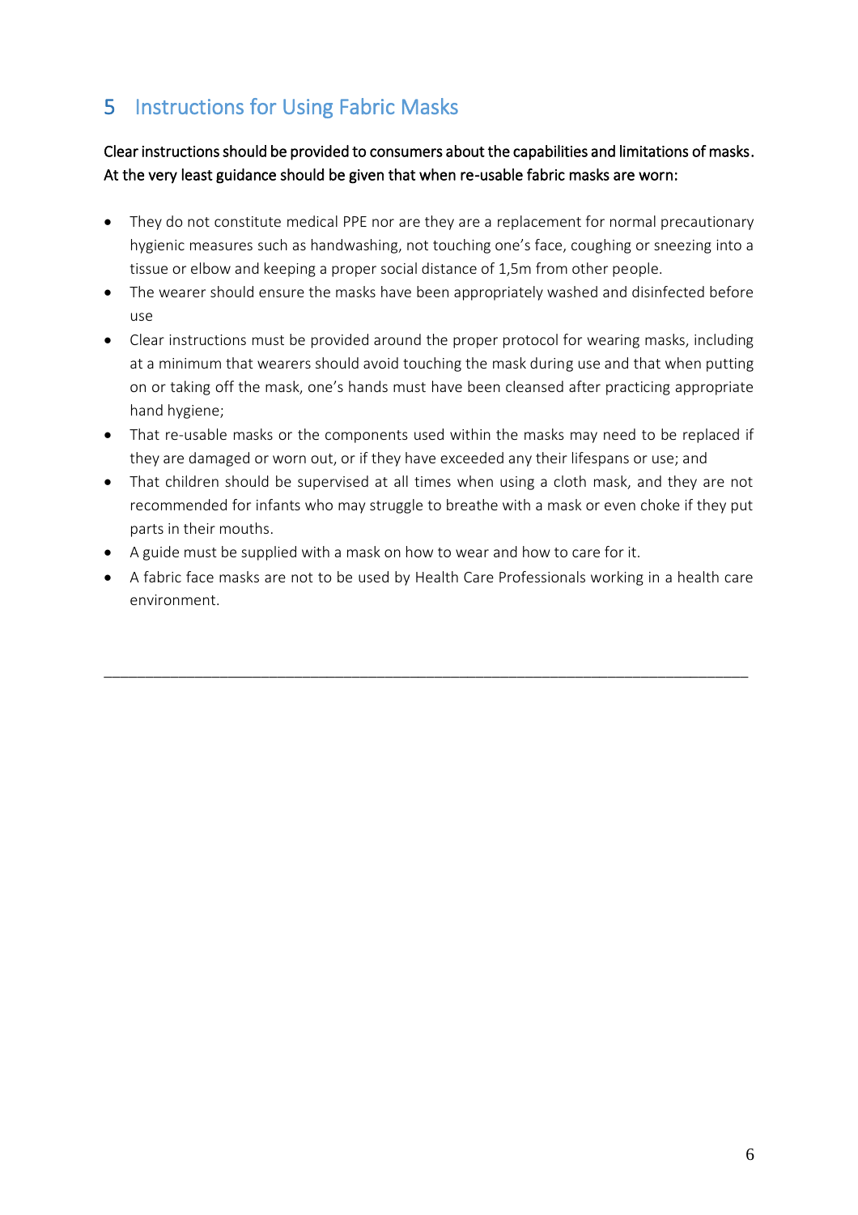## 5 Instructions for Using Fabric Masks

**Clear instructions should be provided to consumers about the capabilities and limitations of masks. At the very least guidance should be given that when re-usable fabric masks are worn:**

- They do not constitute medical PPE nor are they are a replacement for normal precautionary hygienic measures such as handwashing, not touching one's face, coughing or sneezing into a tissue or elbow and keeping a proper social distance of 1,5m from other people.
- The wearer should ensure the masks have been appropriately washed and disinfected before use
- Clear instructions must be provided around the proper protocol for wearing masks, including at a minimum that wearers should avoid touching the mask during use and that when putting on or taking off the mask, one's hands must have been cleansed after practicing appropriate hand hygiene;
- That re-usable masks or the components used within the masks may need to be replaced if they are damaged or worn out, or if they have exceeded any their lifespans or use; and
- That children should be supervised at all times when using a cloth mask, and they are not recommended for infants who may struggle to breathe with a mask or even choke if they put parts in their mouths.
- A guide must be supplied with a mask on how to wear and how to care for it.
- A fabric face masks are not to be used by Health Care Professionals working in a health care environment.

---